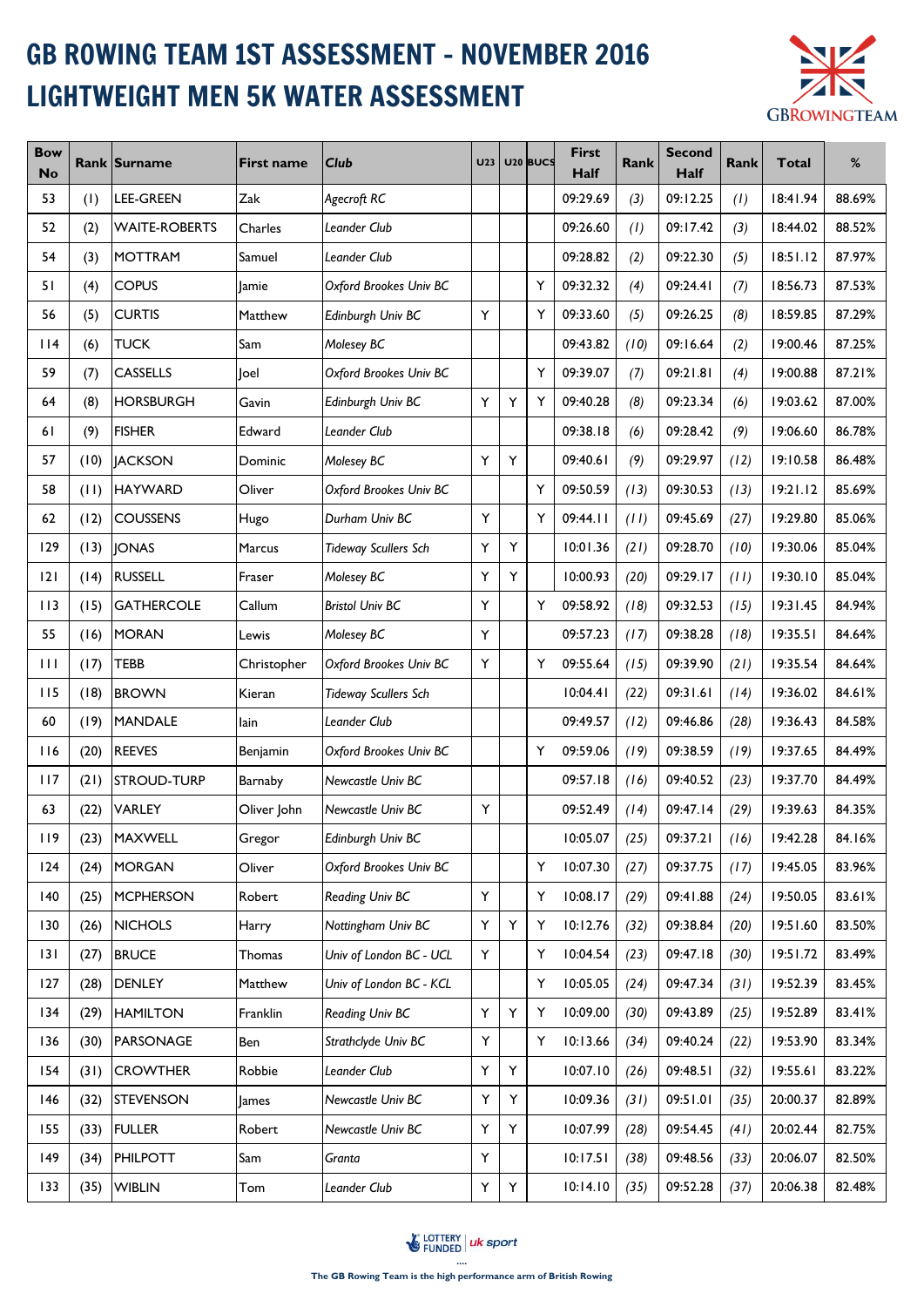# GB ROWING TEAM 1ST ASSESSMENT - NOVEMBER 2016
# LIGHTWEIGHT MEN 5K WATER ASSESSMENT

| Bow No | Rank | Surname | First name | Club | U23 | U20 | BUCS | First Half | Rank | Second Half | Rank | Total | % |
|---|---|---|---|---|---|---|---|---|---|---|---|---|---|
| 53 | (1) | LEE-GREEN | Zak | *Agecroft RC* | | | | 09:29.69 | *(3)* | 09:12.25 | *(1)* | 18:41.94 | 88.69% |
| 52 | (2) | WAITE-ROBERTS | Charles | *Leander Club* | | | | 09:26.60 | *(1)* | 09:17.42 | *(3)* | 18:44.02 | 88.52% |
| 54 | (3) | MOTTRAM | Samuel | *Leander Club* | | | | 09:28.82 | *(2)* | 09:22.30 | *(5)* | 18:51.12 | 87.97% |
| 51 | (4) | COPUS | Jamie | *Oxford Brookes Univ BC* | | | Y | 09:32.32 | *(4)* | 09:24.41 | *(7)* | 18:56.73 | 87.53% |
| 56 | (5) | CURTIS | Matthew | *Edinburgh Univ BC* | Y | | Y | 09:33.60 | *(5)* | 09:26.25 | *(8)* | 18:59.85 | 87.29% |
| 114 | (6) | TUCK | Sam | *Molesey BC* | | | | 09:43.82 | *(10)* | 09:16.64 | *(2)* | 19:00.46 | 87.25% |
| 59 | (7) | CASSELLS | Joel | *Oxford Brookes Univ BC* | | | Y | 09:39.07 | *(7)* | 09:21.81 | *(4)* | 19:00.88 | 87.21% |
| 64 | (8) | HORSBURGH | Gavin | *Edinburgh Univ BC* | Y | Y | Y | 09:40.28 | *(8)* | 09:23.34 | *(6)* | 19:03.62 | 87.00% |
| 61 | (9) | FISHER | Edward | *Leander Club* | | | | 09:38.18 | *(6)* | 09:28.42 | *(9)* | 19:06.60 | 86.78% |
| 57 | (10) | JACKSON | Dominic | *Molesey BC* | Y | Y | | 09:40.61 | *(9)* | 09:29.97 | *(12)* | 19:10.58 | 86.48% |
| 58 | (11) | HAYWARD | Oliver | *Oxford Brookes Univ BC* | | | Y | 09:50.59 | *(13)* | 09:30.53 | *(13)* | 19:21.12 | 85.69% |
| 62 | (12) | COUSSENS | Hugo | *Durham Univ BC* | Y | | Y | 09:44.11 | *(11)* | 09:45.69 | *(27)* | 19:29.80 | 85.06% |
| 129 | (13) | JONAS | Marcus | *Tideway Scullers Sch* | Y | Y | | 10:01.36 | *(21)* | 09:28.70 | *(10)* | 19:30.06 | 85.04% |
| 121 | (14) | RUSSELL | Fraser | *Molesey BC* | Y | Y | | 10:00.93 | *(20)* | 09:29.17 | *(11)* | 19:30.10 | 85.04% |
| 113 | (15) | GATHERCOLE | Callum | *Bristol Univ BC* | Y | | Y | 09:58.92 | *(18)* | 09:32.53 | *(15)* | 19:31.45 | 84.94% |
| 55 | (16) | MORAN | Lewis | *Molesey BC* | Y | | | 09:57.23 | *(17)* | 09:38.28 | *(18)* | 19:35.51 | 84.64% |
| 111 | (17) | TEBB | Christopher | *Oxford Brookes Univ BC* | Y | | Y | 09:55.64 | *(15)* | 09:39.90 | *(21)* | 19:35.54 | 84.64% |
| 115 | (18) | BROWN | Kieran | *Tideway Scullers Sch* | | | | 10:04.41 | *(22)* | 09:31.61 | *(14)* | 19:36.02 | 84.61% |
| 60 | (19) | MANDALE | Iain | *Leander Club* | | | | 09:49.57 | *(12)* | 09:46.86 | *(28)* | 19:36.43 | 84.58% |
| 116 | (20) | REEVES | Benjamin | *Oxford Brookes Univ BC* | | | Y | 09:59.06 | *(19)* | 09:38.59 | *(19)* | 19:37.65 | 84.49% |
| 117 | (21) | STROUD-TURP | Barnaby | *Newcastle Univ BC* | | | | 09:57.18 | *(16)* | 09:40.52 | *(23)* | 19:37.70 | 84.49% |
| 63 | (22) | VARLEY | Oliver John | *Newcastle Univ BC* | Y | | | 09:52.49 | *(14)* | 09:47.14 | *(29)* | 19:39.63 | 84.35% |
| 119 | (23) | MAXWELL | Gregor | *Edinburgh Univ BC* | | | | 10:05.07 | *(25)* | 09:37.21 | *(16)* | 19:42.28 | 84.16% |
| 124 | (24) | MORGAN | Oliver | *Oxford Brookes Univ BC* | | | Y | 10:07.30 | *(27)* | 09:37.75 | *(17)* | 19:45.05 | 83.96% |
| 140 | (25) | MCPHERSON | Robert | *Reading Univ BC* | Y | | Y | 10:08.17 | *(29)* | 09:41.88 | *(24)* | 19:50.05 | 83.61% |
| 130 | (26) | NICHOLS | Harry | *Nottingham Univ BC* | Y | Y | Y | 10:12.76 | *(32)* | 09:38.84 | *(20)* | 19:51.60 | 83.50% |
| 131 | (27) | BRUCE | Thomas | *Univ of London BC - UCL* | Y | | Y | 10:04.54 | *(23)* | 09:47.18 | *(30)* | 19:51.72 | 83.49% |
| 127 | (28) | DENLEY | Matthew | *Univ of London BC - KCL* | | | Y | 10:05.05 | *(24)* | 09:47.34 | *(31)* | 19:52.39 | 83.45% |
| 134 | (29) | HAMILTON | Franklin | *Reading Univ BC* | Y | Y | Y | 10:09.00 | *(30)* | 09:43.89 | *(25)* | 19:52.89 | 83.41% |
| 136 | (30) | PARSONAGE | Ben | *Strathclyde Univ BC* | Y | | Y | 10:13.66 | *(34)* | 09:40.24 | *(22)* | 19:53.90 | 83.34% |
| 154 | (31) | CROWTHER | Robbie | *Leander Club* | Y | Y | | 10:07.10 | *(26)* | 09:48.51 | *(32)* | 19:55.61 | 83.22% |
| 146 | (32) | STEVENSON | James | *Newcastle Univ BC* | Y | Y | | 10:09.36 | *(31)* | 09:51.01 | *(35)* | 20:00.37 | 82.89% |
| 155 | (33) | FULLER | Robert | *Newcastle Univ BC* | Y | Y | | 10:07.99 | *(28)* | 09:54.45 | *(41)* | 20:02.44 | 82.75% |
| 149 | (34) | PHILPOTT | Sam | *Granta* | Y | | | 10:17.51 | *(38)* | 09:48.56 | *(33)* | 20:06.07 | 82.50% |
| 133 | (35) | WIBLIN | Tom | *Leander Club* | Y | Y | | 10:14.10 | *(35)* | 09:52.28 | *(37)* | 20:06.38 | 82.48% |

LOTTERY FUNDED | uk sport

The GB Rowing Team is the high performance arm of British Rowing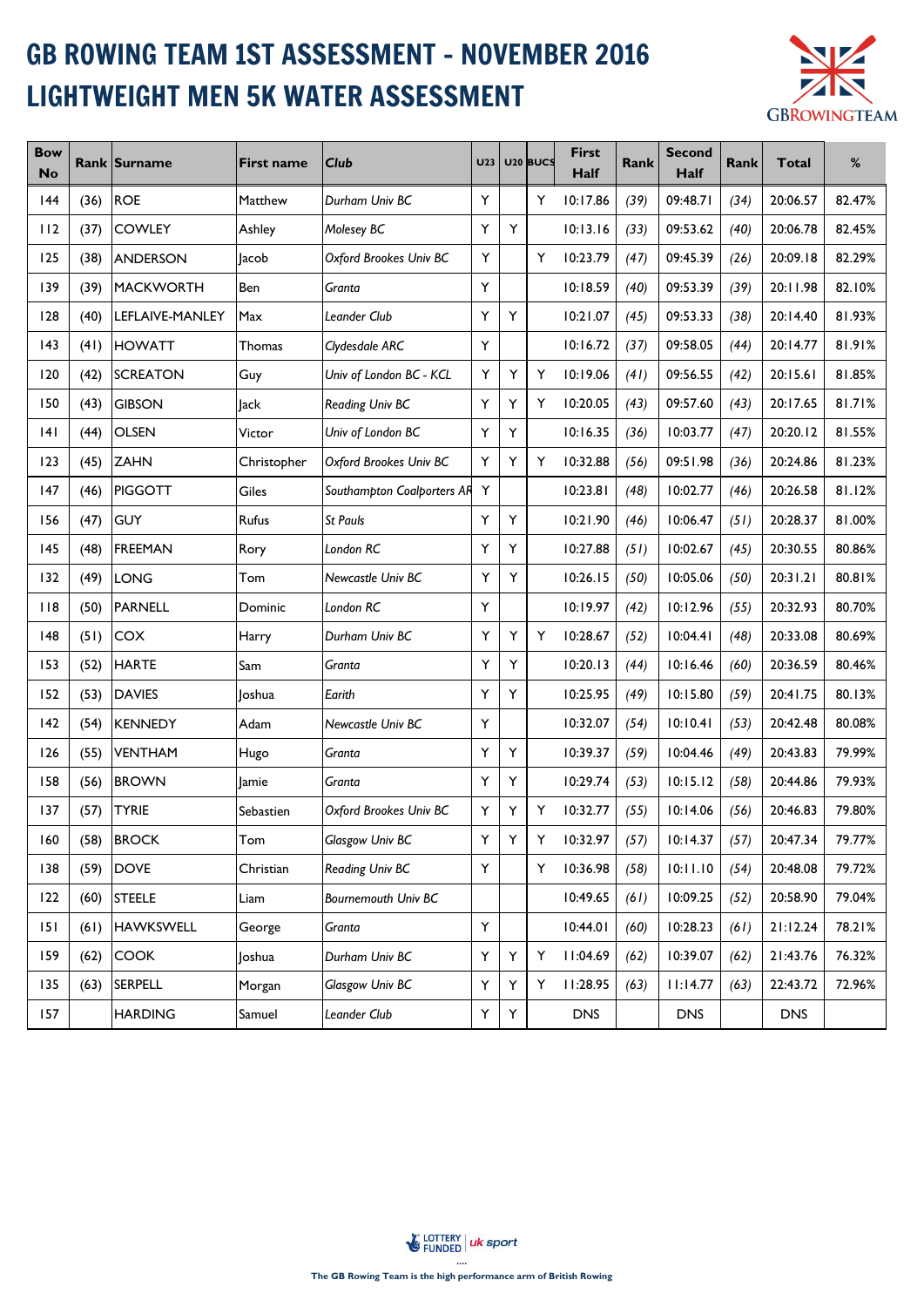# GB ROWING TEAM 1ST ASSESSMENT - NOVEMBER 2016
# LIGHTWEIGHT MEN 5K WATER ASSESSMENT

| Bow No | Rank | Surname | First name | Club | U23 | U20 | BUCS | First Half | Rank | Second Half | Rank | Total | % |
|---|---|---|---|---|---|---|---|---|---|---|---|---|---|
| 144 | (36) | ROE | Matthew | *Durham Univ BC* | Y | | Y | 10:17.86 | *(39)* | 09:48.71 | *(34)* | 20:06.57 | 82.47% |
| 112 | (37) | COWLEY | Ashley | *Molesey BC* | Y | Y | | 10:13.16 | *(33)* | 09:53.62 | *(40)* | 20:06.78 | 82.45% |
| 125 | (38) | ANDERSON | Jacob | *Oxford Brookes Univ BC* | Y | | Y | 10:23.79 | *(47)* | 09:45.39 | *(26)* | 20:09.18 | 82.29% |
| 139 | (39) | MACKWORTH | Ben | *Granta* | Y | | | 10:18.59 | *(40)* | 09:53.39 | *(39)* | 20:11.98 | 82.10% |
| 128 | (40) | LEFLAIVE-MANLEY | Max | *Leander Club* | Y | Y | | 10:21.07 | *(45)* | 09:53.33 | *(38)* | 20:14.40 | 81.93% |
| 143 | (41) | HOWATT | Thomas | *Clydesdale ARC* | Y | | | 10:16.72 | *(37)* | 09:58.05 | *(44)* | 20:14.77 | 81.91% |
| 120 | (42) | SCREATON | Guy | *Univ of London BC - KCL* | Y | Y | Y | 10:19.06 | *(41)* | 09:56.55 | *(42)* | 20:15.61 | 81.85% |
| 150 | (43) | GIBSON | Jack | *Reading Univ BC* | Y | Y | Y | 10:20.05 | *(43)* | 09:57.60 | *(43)* | 20:17.65 | 81.71% |
| 141 | (44) | OLSEN | Victor | *Univ of London BC* | Y | Y | | 10:16.35 | *(36)* | 10:03.77 | *(47)* | 20:20.12 | 81.55% |
| 123 | (45) | ZAHN | Christopher | *Oxford Brookes Univ BC* | Y | Y | Y | 10:32.88 | *(56)* | 09:51.98 | *(36)* | 20:24.86 | 81.23% |
| 147 | (46) | PIGGOTT | Giles | *Southampton Coalporters AR* | Y | | | 10:23.81 | *(48)* | 10:02.77 | *(46)* | 20:26.58 | 81.12% |
| 156 | (47) | GUY | Rufus | *St Pauls* | Y | Y | | 10:21.90 | *(46)* | 10:06.47 | *(51)* | 20:28.37 | 81.00% |
| 145 | (48) | FREEMAN | Rory | *London RC* | Y | Y | | 10:27.88 | *(51)* | 10:02.67 | *(45)* | 20:30.55 | 80.86% |
| 132 | (49) | LONG | Tom | *Newcastle Univ BC* | Y | Y | | 10:26.15 | *(50)* | 10:05.06 | *(50)* | 20:31.21 | 80.81% |
| 118 | (50) | PARNELL | Dominic | *London RC* | Y | | | 10:19.97 | *(42)* | 10:12.96 | *(55)* | 20:32.93 | 80.70% |
| 148 | (51) | COX | Harry | *Durham Univ BC* | Y | Y | Y | 10:28.67 | *(52)* | 10:04.41 | *(48)* | 20:33.08 | 80.69% |
| 153 | (52) | HARTE | Sam | *Granta* | Y | Y | | 10:20.13 | *(44)* | 10:16.46 | *(60)* | 20:36.59 | 80.46% |
| 152 | (53) | DAVIES | Joshua | *Earith* | Y | Y | | 10:25.95 | *(49)* | 10:15.80 | *(59)* | 20:41.75 | 80.13% |
| 142 | (54) | KENNEDY | Adam | *Newcastle Univ BC* | Y | | | 10:32.07 | *(54)* | 10:10.41 | *(53)* | 20:42.48 | 80.08% |
| 126 | (55) | VENTHAM | Hugo | *Granta* | Y | Y | | 10:39.37 | *(59)* | 10:04.46 | *(49)* | 20:43.83 | 79.99% |
| 158 | (56) | BROWN | Jamie | *Granta* | Y | Y | | 10:29.74 | *(53)* | 10:15.12 | *(58)* | 20:44.86 | 79.93% |
| 137 | (57) | TYRIE | Sebastien | *Oxford Brookes Univ BC* | Y | Y | Y | 10:32.77 | *(55)* | 10:14.06 | *(56)* | 20:46.83 | 79.80% |
| 160 | (58) | BROCK | Tom | *Glasgow Univ BC* | Y | Y | Y | 10:32.97 | *(57)* | 10:14.37 | *(57)* | 20:47.34 | 79.77% |
| 138 | (59) | DOVE | Christian | *Reading Univ BC* | Y | | Y | 10:36.98 | *(58)* | 10:11.10 | *(54)* | 20:48.08 | 79.72% |
| 122 | (60) | STEELE | Liam | *Bournemouth Univ BC* | | | | 10:49.65 | *(61)* | 10:09.25 | *(52)* | 20:58.90 | 79.04% |
| 151 | (61) | HAWKSWELL | George | *Granta* | Y | | | 10:44.01 | *(60)* | 10:28.23 | *(61)* | 21:12.24 | 78.21% |
| 159 | (62) | COOK | Joshua | *Durham Univ BC* | Y | Y | Y | 11:04.69 | *(62)* | 10:39.07 | *(62)* | 21:43.76 | 76.32% |
| 135 | (63) | SERPELL | Morgan | *Glasgow Univ BC* | Y | Y | Y | 11:28.95 | *(63)* | 11:14.77 | *(63)* | 22:43.72 | 72.96% |
| 157 | | HARDING | Samuel | *Leander Club* | Y | Y | | DNS | | DNS | | DNS | |

The GB Rowing Team is the high performance arm of British Rowing